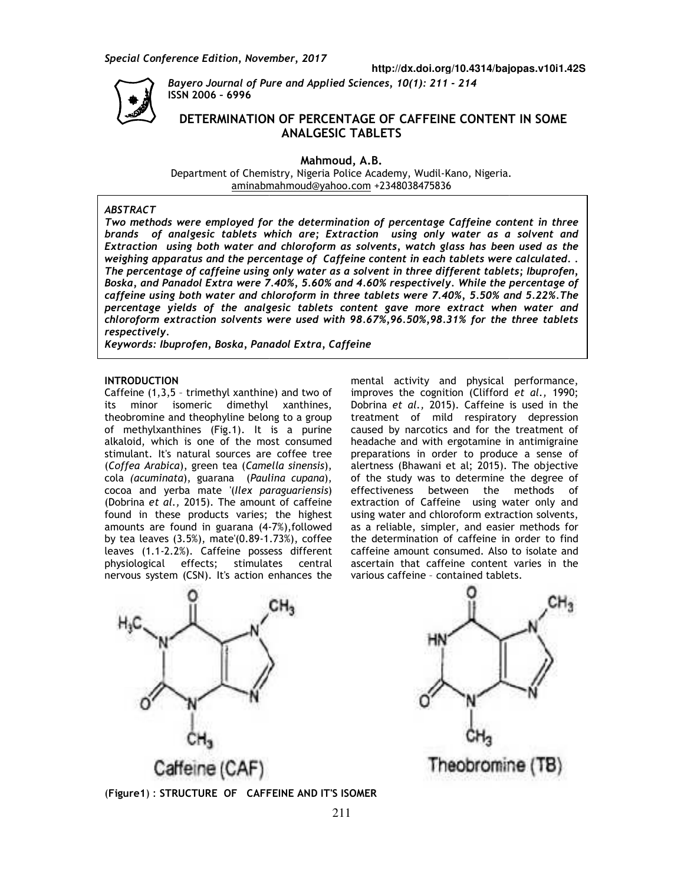Special Conference Edition, November, 2017

http://dx.doi.org/10.4314/bajopas.v10i1.42S

*Bayero Journal of Pure and Applied Sciences, 10(1): 211 – 214*
**ISSN 2006 – 6996**

# DETERMINATION OF PERCENTAGE OF CAFFEINE CONTENT IN SOME ANALGESIC TABLETS

**Mahmoud, A.B.**

Department of Chemistry, Nigeria Police Academy, Wudil-Kano, Nigeria.
aminabmahmoud@yahoo.com +2348038475836

## *ABSTRACT*

***Two methods were employed for the determination of percentage Caffeine content in three brands of analgesic tablets which are; Extraction using only water as a solvent and Extraction using both water and chloroform as solvents, watch glass has been used as the weighing apparatus and the percentage of Caffeine content in each tablets were calculated. . The percentage of caffeine using only water as a solvent in three different tablets; Ibuprofen, Boska, and Panadol Extra were 7.40%, 5.60% and 4.60% respectively. While the percentage of caffeine using both water and chloroform in three tablets were 7.40%, 5.50% and 5.22%.The percentage yields of the analgesic tablets content gave more extract when water and chloroform extraction solvents were used with 98.67%,96.50%,98.31% for the three tablets respectively.***

***Keywords: Ibuprofen, Boska, Panadol Extra, Caffeine***

## INTRODUCTION

Caffeine (1,3,5 – trimethyl xanthine) and two of its minor isomeric dimethyl xanthines, theobromine and theophyline belong to a group of methylxanthines (Fig.1). It is a purine alkaloid, which is one of the most consumed stimulant. It's natural sources are coffee tree (*Coffea Arabica*), green tea (*Camella sinensis*), cola *(acuminata*), guarana (*Paulina cupana*), cocoa and yerba mate '(*Ilex paraguariensis*) (Dobrina *et al.,* 2015). The amount of caffeine found in these products varies; the highest amounts are found in guarana (4-7%),followed by tea leaves (3.5%), mate'(0.89-1.73%), coffee leaves (1.1-2.2%). Caffeine possess different physiological effects; stimulates central nervous system (CSN). It's action enhances the mental activity and physical performance, improves the cognition (Clifford *et al.,* 1990; Dobrina *et al.,* 2015). Caffeine is used in the treatment of mild respiratory depression caused by narcotics and for the treatment of headache and with ergotamine in antimigraine preparations in order to produce a sense of alertness (Bhawani et al; 2015). The objective of the study was to determine the degree of effectiveness between the methods of extraction of Caffeine using water only and using water and chloroform extraction solvents, as a reliable, simpler, and easier methods for the determination of caffeine in order to find caffeine amount consumed. Also to isolate and ascertain that caffeine content varies in the various caffeine – contained tablets.

Caffeine (CAF) Theobromine (TB)

(**Figure1**) : **STRUCTURE OF CAFFEINE AND IT'S ISOMER**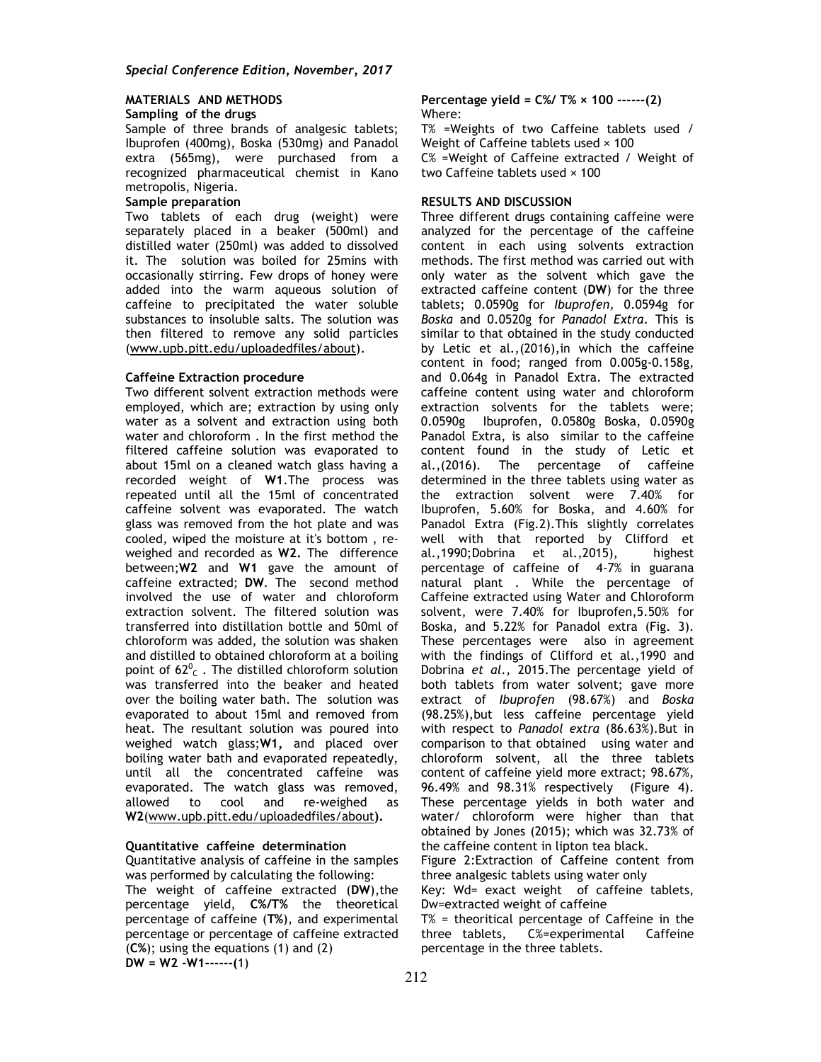## MATERIALS AND METHODS

### Sampling of the drugs

Sample of three brands of analgesic tablets; Ibuprofen (400mg), Boska (530mg) and Panadol extra (565mg), were purchased from a recognized pharmaceutical chemist in Kano metropolis, Nigeria.

### Sample preparation

Two tablets of each drug (weight) were separately placed in a beaker (500ml) and distilled water (250ml) was added to dissolved it. The solution was boiled for 25mins with occasionally stirring. Few drops of honey were added into the warm aqueous solution of caffeine to precipitated the water soluble substances to insoluble salts. The solution was then filtered to remove any solid particles (www.upb.pitt.edu/uploadedfiles/about).

### Caffeine Extraction procedure

Two different solvent extraction methods were employed, which are; extraction by using only water as a solvent and extraction using both water and chloroform . In the first method the filtered caffeine solution was evaporated to about 15ml on a cleaned watch glass having a recorded weight of **W1**.The process was repeated until all the 15ml of concentrated caffeine solvent was evaporated. The watch glass was removed from the hot plate and was cooled, wiped the moisture at it's bottom , re-weighed and recorded as **W2.** The difference between;**W2** and **W1** gave the amount of caffeine extracted; **DW**. The second method involved the use of water and chloroform extraction solvent. The filtered solution was transferred into distillation bottle and 50ml of chloroform was added, the solution was shaken and distilled to obtained chloroform at a boiling point of $62^0{}_C$ . The distilled chloroform solution was transferred into the beaker and heated over the boiling water bath. The solution was evaporated to about 15ml and removed from heat. The resultant solution was poured into weighed watch glass;**W1,** and placed over boiling water bath and evaporated repeatedly, until all the concentrated caffeine was evaporated. The watch glass was removed, allowed to cool and re-weighed as **W2**(www.upb.pitt.edu/uploadedfiles/about**).**

### Quantitative caffeine determination

Quantitative analysis of caffeine in the samples was performed by calculating the following:

The weight of caffeine extracted (**DW**),the percentage yield, **C%/T%** the theoretical percentage of caffeine (**T%**), and experimental percentage or percentage of caffeine extracted (**C%**); using the equations (1) and (2)

**DW = W2 -W1------(**1)

**Percentage yield = C%/ T% × 100 ------(2)**

Where:

T% =Weights of two Caffeine tablets used / Weight of Caffeine tablets used × 100

C% =Weight of Caffeine extracted / Weight of two Caffeine tablets used × 100

## RESULTS AND DISCUSSION

Three different drugs containing caffeine were analyzed for the percentage of the caffeine content in each using solvents extraction methods. The first method was carried out with only water as the solvent which gave the extracted caffeine content (**DW**) for the three tablets; 0.0590g for *Ibuprofen,* 0.0594g for *Boska* and 0.0520g for *Panadol Extra*. This is similar to that obtained in the study conducted by Letic et al.,(2016),in which the caffeine content in food; ranged from 0.005g-0.158g, and 0.064g in Panadol Extra. The extracted caffeine content using water and chloroform extraction solvents for the tablets were; 0.0590g Ibuprofen, 0.0580g Boska, 0.0590g Panadol Extra, is also similar to the caffeine content found in the study of Letic et al.,(2016). The percentage of caffeine determined in the three tablets using water as the extraction solvent were 7.40% for Ibuprofen, 5.60% for Boska, and 4.60% for Panadol Extra (Fig.2).This slightly correlates well with that reported by Clifford et al.,1990;Dobrina et al.,2015), highest percentage of caffeine of 4-7% in guarana natural plant . While the percentage of Caffeine extracted using Water and Chloroform solvent, were 7.40% for Ibuprofen,5.50% for Boska, and 5.22% for Panadol extra (Fig. 3). These percentages were also in agreement with the findings of Clifford et al.,1990 and Dobrina *et al.,* 2015.The percentage yield of both tablets from water solvent; gave more extract of *Ibuprofen* (98.67%) and *Boska* (98.25%),but less caffeine percentage yield with respect to *Panadol extra* (86.63%).But in comparison to that obtained using water and chloroform solvent, all the three tablets content of caffeine yield more extract; 98.67%, 96.49% and 98.31% respectively (Figure 4). These percentage yields in both water and water/ chloroform were higher than that obtained by Jones (2015); which was 32.73% of the caffeine content in lipton tea black.

Figure 2:Extraction of Caffeine content from three analgesic tablets using water only

Key: Wd= exact weight of caffeine tablets, Dw=extracted weight of caffeine

T% = theoritical percentage of Caffeine in the three tablets, C%=experimental Caffeine percentage in the three tablets.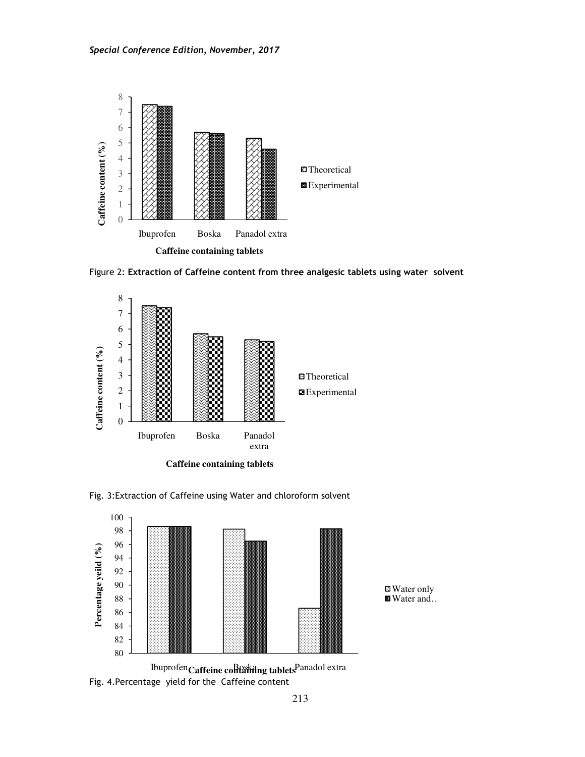Figure 2: **Extraction of Caffeine content from three analgesic tablets using water solvent**

Fig. 3:Extraction of Caffeine using Water and chloroform solvent

Fig. 4.Percentage yield for the Caffeine content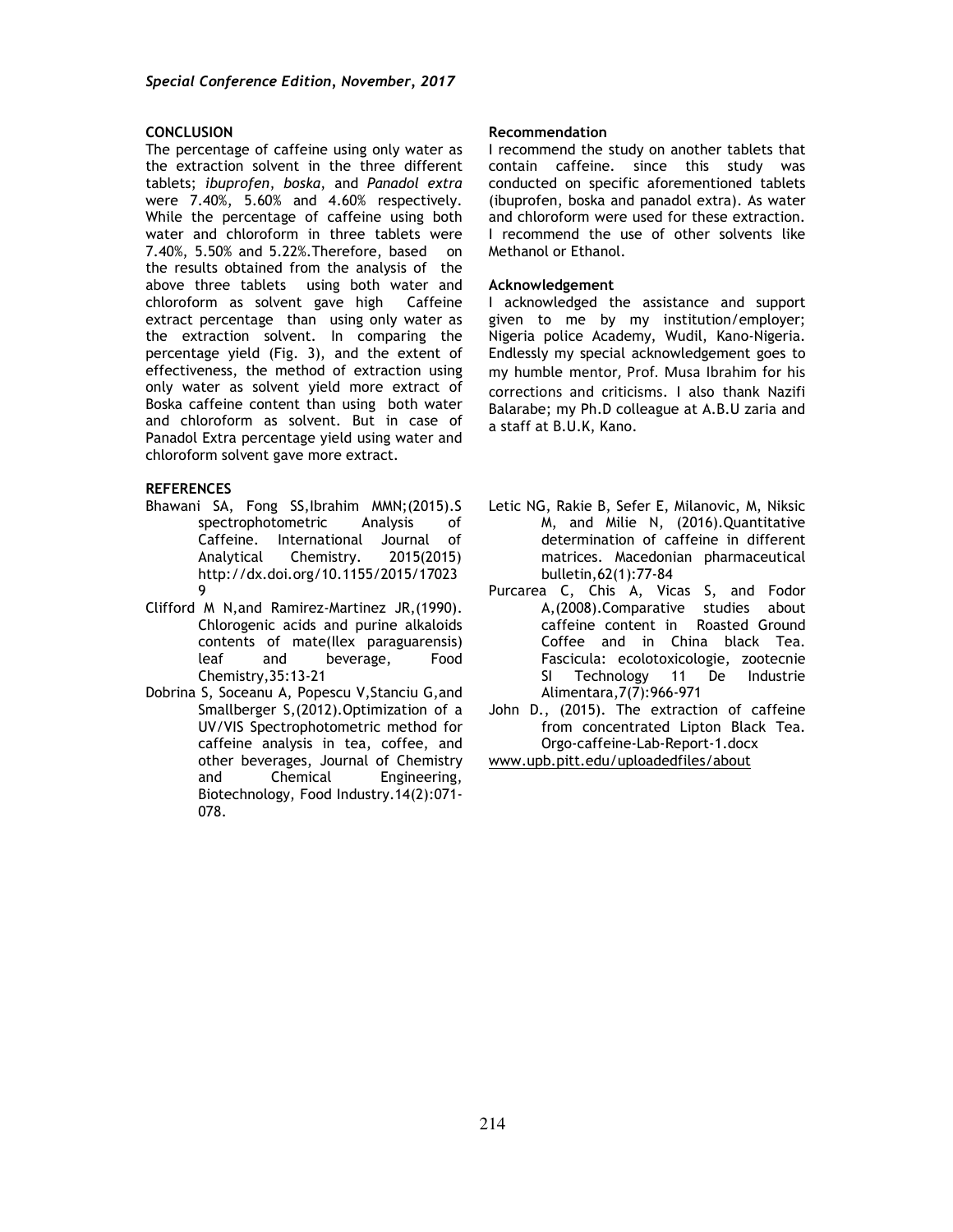## CONCLUSION

The percentage of caffeine using only water as the extraction solvent in the three different tablets; *ibuprofen*, *boska*, and *Panadol extra* were 7.40%, 5.60% and 4.60% respectively. While the percentage of caffeine using both water and chloroform in three tablets were 7.40%, 5.50% and 5.22%.Therefore, based on the results obtained from the analysis of the above three tablets using both water and chloroform as solvent gave high Caffeine extract percentage than using only water as the extraction solvent. In comparing the percentage yield (Fig. 3), and the extent of effectiveness, the method of extraction using only water as solvent yield more extract of Boska caffeine content than using both water and chloroform as solvent. But in case of Panadol Extra percentage yield using water and chloroform solvent gave more extract.

## Recommendation

I recommend the study on another tablets that contain caffeine. since this study was conducted on specific aforementioned tablets (ibuprofen, boska and panadol extra). As water and chloroform were used for these extraction. I recommend the use of other solvents like Methanol or Ethanol.

## Acknowledgement

I acknowledged the assistance and support given to me by my institution/employer; Nigeria police Academy, Wudil, Kano-Nigeria. Endlessly my special acknowledgement goes to my humble mentor, Prof. Musa Ibrahim for his corrections and criticisms. I also thank Nazifi Balarabe; my Ph.D colleague at A.B.U zaria and a staff at B.U.K, Kano.

## REFERENCES

Bhawani SA, Fong SS,Ibrahim MMN;(2015).S spectrophotometric Analysis of Caffeine. International Journal of Analytical Chemistry. 2015(2015) http://dx.doi.org/10.1155/2015/170239

Clifford M N,and Ramirez-Martinez JR,(1990). Chlorogenic acids and purine alkaloids contents of mate(Ilex paraguarensis) leaf and beverage, Food Chemistry,35:13-21

Dobrina S, Soceanu A, Popescu V,Stanciu G,and Smallberger S,(2012).Optimization of a UV/VIS Spectrophotometric method for caffeine analysis in tea, coffee, and other beverages, Journal of Chemistry and Chemical Engineering, Biotechnology, Food Industry.14(2):071-078.

Letic NG, Rakie B, Sefer E, Milanovic, M, Niksic M, and Milie N, (2016).Quantitative determination of caffeine in different matrices. Macedonian pharmaceutical bulletin,62(1):77-84

Purcarea C, Chis A, Vicas S, and Fodor A,(2008).Comparative studies about caffeine content in Roasted Ground Coffee and in China black Tea. Fascicula: ecolotoxicologie, zootecnie SI Technology 11 De Industrie Alimentara,7(7):966-971

John D., (2015). The extraction of caffeine from concentrated Lipton Black Tea. Orgo-caffeine-Lab-Report-1.docx

www.upb.pitt.edu/uploadedfiles/about